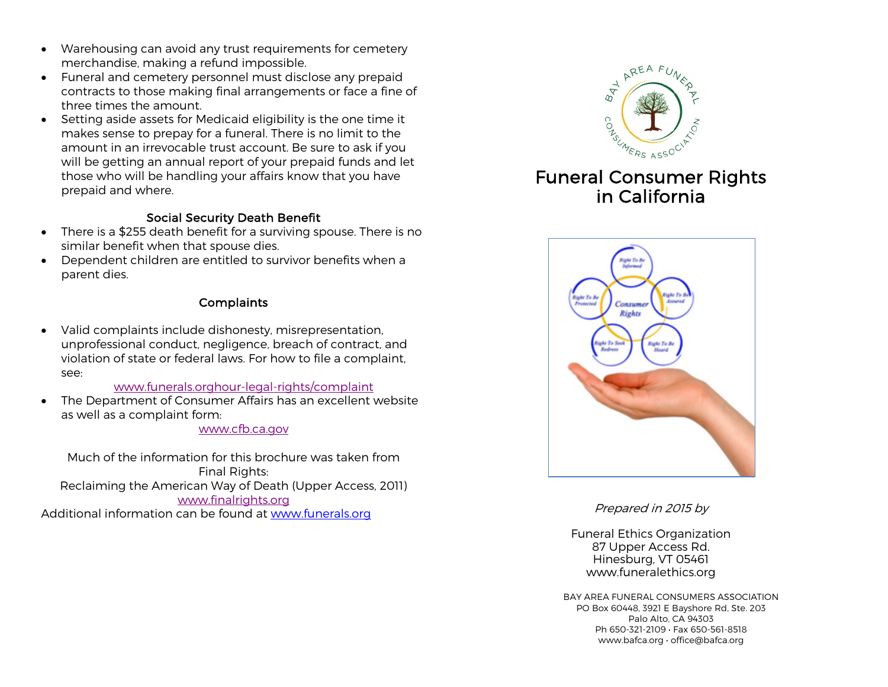- Warehousing can avoid any trust requirements for cemetery merchandise, making a refund impossible.
- Funeral and cemetery personnel must disclose any prepaid contracts to those making final arrangements or face a fine of three times the amount.
- Setting aside assets for Medicaid eligibility is the one time it makes sense to prepay for a funeral. There is no limit to the amount in an irrevocable trust account. Be sure to ask if you will be getting an annual report of your prepaid funds and let those who will be handling your affairs know that you have prepaid and where.

### Social Security Death Benefit

- There is a $255 death benefit for a surviving spouse. There is no similar benefit when that spouse dies.
- Dependent children are entitled to survivor benefits when a parent dies.

### Complaints

- Valid complaints include dishonesty, misrepresentation, unprofessional conduct, negligence, breach of contract, and violation of state or federal laws. For how to file a complaint, see:

  www.funerals.orghour-legal-rights/complaint

- The Department of Consumer Affairs has an excellent website as well as a complaint form:

  www.cfb.ca.gov

Much of the information for this brochure was taken from Final Rights: Reclaiming the American Way of Death (Upper Access, 2011)
www.finalrights.org
Additional information can be found at www.funerals.org

BAY AREA FUNERAL CONSUMERS ASSOCIATION

# Funeral Consumer Rights in California

*Prepared in 2015 by*

Funeral Ethics Organization
87 Upper Access Rd.
Hinesburg, VT 05461
www.funeralethics.org

BAY AREA FUNERAL CONSUMERS ASSOCIATION
PO Box 60448, 3921 E Bayshore Rd, Ste. 203
Palo Alto, CA 94303
Ph 650-321-2109 • Fax 650-561-8518
www.bafca.org • office@bafca.org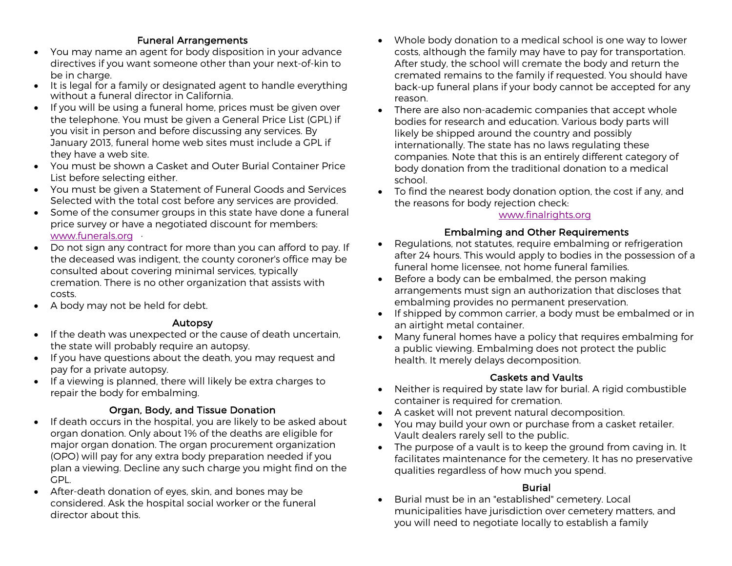## Funeral Arrangements

- You may name an agent for body disposition in your advance directives if you want someone other than your next-of-kin to be in charge.
- It is legal for a family or designated agent to handle everything without a funeral director in California.
- If you will be using a funeral home, prices must be given over the telephone. You must be given a General Price List (GPL) if you visit in person and before discussing any services. By January 2013, funeral home web sites must include a GPL if they have a web site.
- You must be shown a Casket and Outer Burial Container Price List before selecting either.
- You must be given a Statement of Funeral Goods and Services Selected with the total cost before any services are provided.
- Some of the consumer groups in this state have done a funeral price survey or have a negotiated discount for members: www.funerals.org
- Do not sign any contract for more than you can afford to pay. If the deceased was indigent, the county coroner's office may be consulted about covering minimal services, typically cremation. There is no other organization that assists with costs.
- A body may not be held for debt.

## Autopsy

- If the death was unexpected or the cause of death uncertain, the state will probably require an autopsy.
- If you have questions about the death, you may request and pay for a private autopsy.
- If a viewing is planned, there will likely be extra charges to repair the body for embalming.

## Organ, Body, and Tissue Donation

- If death occurs in the hospital, you are likely to be asked about organ donation. Only about 1% of the deaths are eligible for major organ donation. The organ procurement organization (OPO) will pay for any extra body preparation needed if you plan a viewing. Decline any such charge you might find on the GPL.
- After-death donation of eyes, skin, and bones may be considered. Ask the hospital social worker or the funeral director about this.
- Whole body donation to a medical school is one way to lower costs, although the family may have to pay for transportation. After study, the school will cremate the body and return the cremated remains to the family if requested. You should have back-up funeral plans if your body cannot be accepted for any reason.
- There are also non-academic companies that accept whole bodies for research and education. Various body parts will likely be shipped around the country and possibly internationally. The state has no laws regulating these companies. Note that this is an entirely different category of body donation from the traditional donation to a medical school.
- To find the nearest body donation option, the cost if any, and the reasons for body rejection check:

  www.finalrights.org

## Embalming and Other Requirements

- Regulations, not statutes, require embalming or refrigeration after 24 hours. This would apply to bodies in the possession of a funeral home licensee, not home funeral families.
- Before a body can be embalmed, the person making arrangements must sign an authorization that discloses that embalming provides no permanent preservation.
- If shipped by common carrier, a body must be embalmed or in an airtight metal container.
- Many funeral homes have a policy that requires embalming for a public viewing. Embalming does not protect the public health. It merely delays decomposition.

## Caskets and Vaults

- Neither is required by state law for burial. A rigid combustible container is required for cremation.
- A casket will not prevent natural decomposition.
- You may build your own or purchase from a casket retailer. Vault dealers rarely sell to the public.
- The purpose of a vault is to keep the ground from caving in. It facilitates maintenance for the cemetery. It has no preservative qualities regardless of how much you spend.

## Burial

- Burial must be in an "established" cemetery. Local municipalities have jurisdiction over cemetery matters, and you will need to negotiate locally to establish a family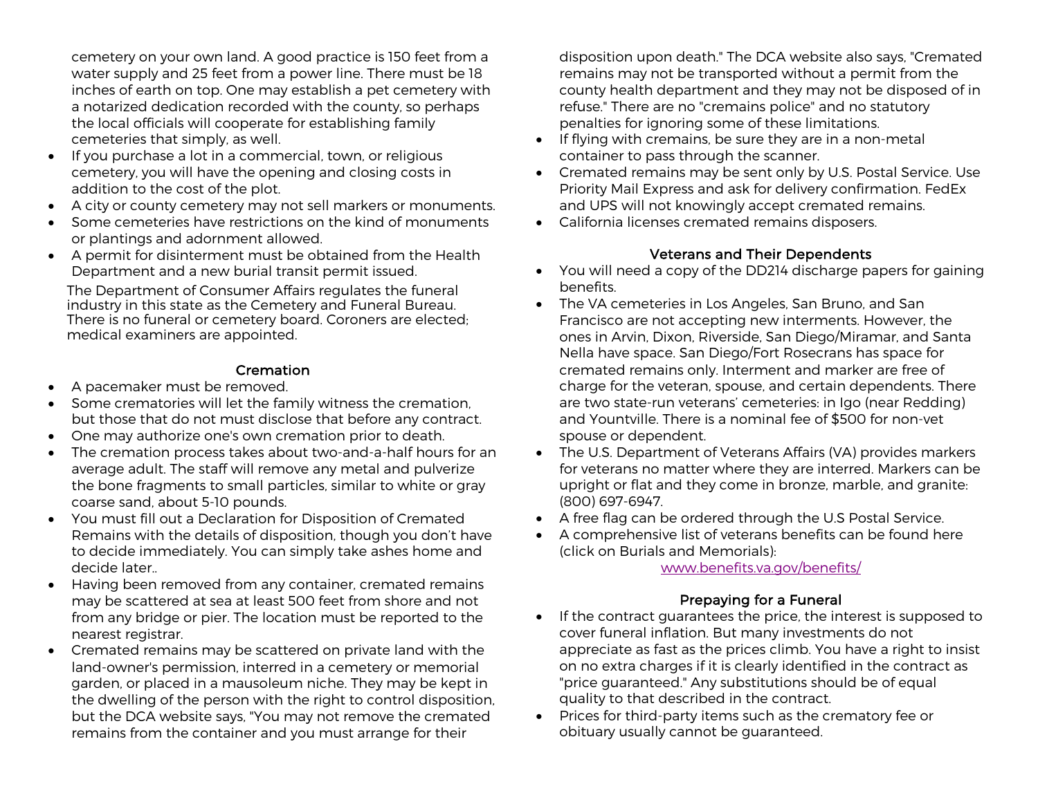cemetery on your own land. A good practice is 150 feet from a water supply and 25 feet from a power line. There must be 18 inches of earth on top. One may establish a pet cemetery with a notarized dedication recorded with the county, so perhaps the local officials will cooperate for establishing family cemeteries that simply, as well.

- If you purchase a lot in a commercial, town, or religious cemetery, you will have the opening and closing costs in addition to the cost of the plot.
- A city or county cemetery may not sell markers or monuments.
- Some cemeteries have restrictions on the kind of monuments or plantings and adornment allowed.
- A permit for disinterment must be obtained from the Health Department and a new burial transit permit issued.

The Department of Consumer Affairs regulates the funeral industry in this state as the Cemetery and Funeral Bureau. There is no funeral or cemetery board. Coroners are elected; medical examiners are appointed.

## Cremation

- A pacemaker must be removed.
- Some crematories will let the family witness the cremation, but those that do not must disclose that before any contract.
- One may authorize one's own cremation prior to death.
- The cremation process takes about two-and-a-half hours for an average adult. The staff will remove any metal and pulverize the bone fragments to small particles, similar to white or gray coarse sand, about 5-10 pounds.
- You must fill out a Declaration for Disposition of Cremated Remains with the details of disposition, though you don't have to decide immediately. You can simply take ashes home and decide later..
- Having been removed from any container, cremated remains may be scattered at sea at least 500 feet from shore and not from any bridge or pier. The location must be reported to the nearest registrar.
- Cremated remains may be scattered on private land with the land-owner's permission, interred in a cemetery or memorial garden, or placed in a mausoleum niche. They may be kept in the dwelling of the person with the right to control disposition, but the DCA website says, "You may not remove the cremated remains from the container and you must arrange for their disposition upon death." The DCA website also says, "Cremated remains may not be transported without a permit from the county health department and they may not be disposed of in refuse." There are no "cremains police" and no statutory penalties for ignoring some of these limitations.
- If flying with cremains, be sure they are in a non-metal container to pass through the scanner.
- Cremated remains may be sent only by U.S. Postal Service. Use Priority Mail Express and ask for delivery confirmation. FedEx and UPS will not knowingly accept cremated remains.
- California licenses cremated remains disposers.

## Veterans and Their Dependents

- You will need a copy of the DD214 discharge papers for gaining benefits.
- The VA cemeteries in Los Angeles, San Bruno, and San Francisco are not accepting new interments. However, the ones in Arvin, Dixon, Riverside, San Diego/Miramar, and Santa Nella have space. San Diego/Fort Rosecrans has space for cremated remains only. Interment and marker are free of charge for the veteran, spouse, and certain dependents. There are two state-run veterans' cemeteries: in Igo (near Redding) and Yountville. There is a nominal fee of $500 for non-vet spouse or dependent.
- The U.S. Department of Veterans Affairs (VA) provides markers for veterans no matter where they are interred. Markers can be upright or flat and they come in bronze, marble, and granite: (800) 697-6947.
- A free flag can be ordered through the U.S Postal Service.
- A comprehensive list of veterans benefits can be found here (click on Burials and Memorials):

www.benefits.va.gov/benefits/

## Prepaying for a Funeral

- If the contract guarantees the price, the interest is supposed to cover funeral inflation. But many investments do not appreciate as fast as the prices climb. You have a right to insist on no extra charges if it is clearly identified in the contract as "price guaranteed." Any substitutions should be of equal quality to that described in the contract.
- Prices for third-party items such as the crematory fee or obituary usually cannot be guaranteed.